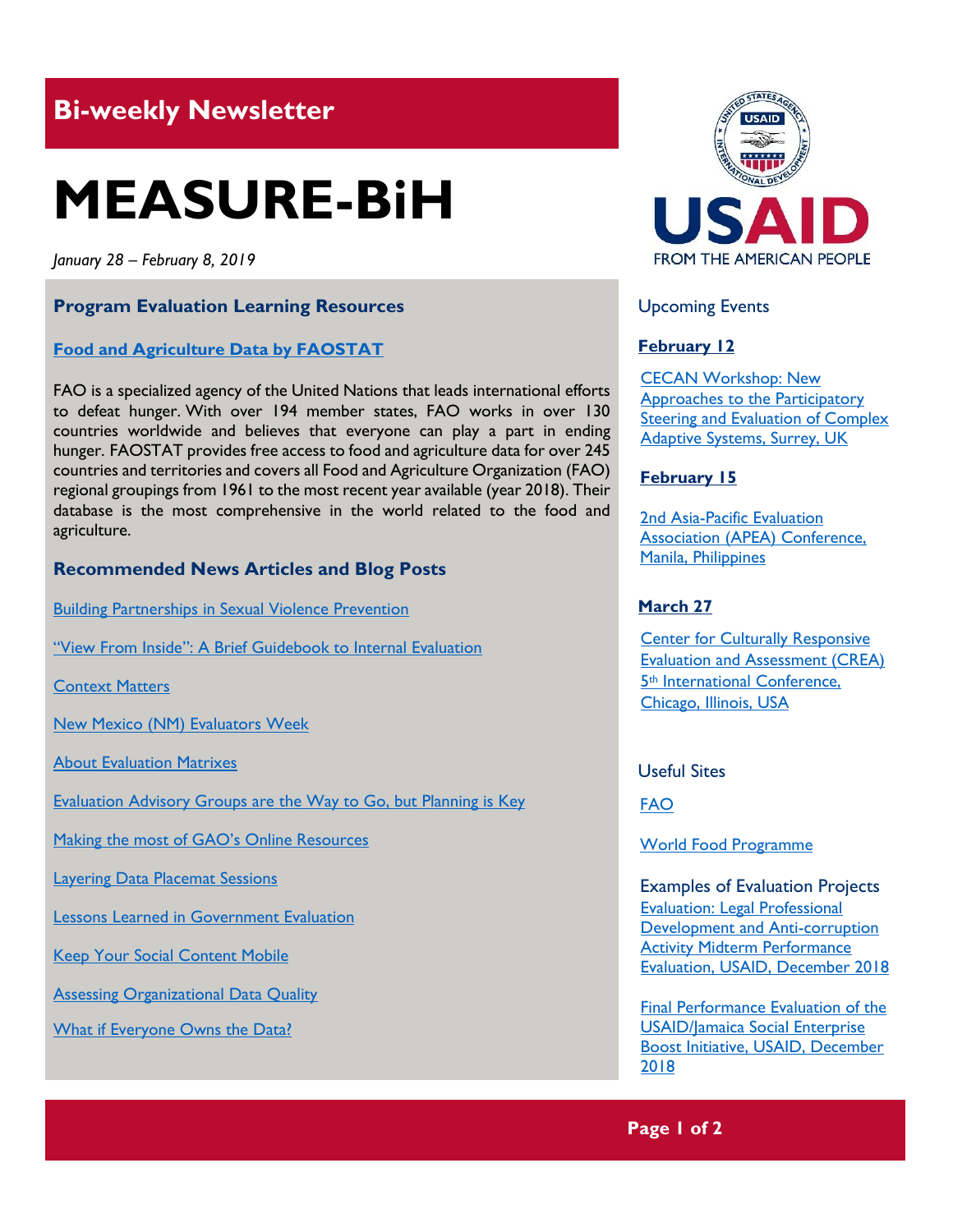## Bi-weekly Newsletter

# MEASURE-BiH

*January 28 – February 8, 2019*

### Program Evaluation Learning Resources

**Food and Agriculture Data by FAOSTAT**

FAO is a specialized agency of the United Nations that leads international efforts to defeat hunger. With over 194 member states, FAO works in over 130 countries worldwide and believes that everyone can play a part in ending hunger. FAOSTAT provides free access to food and agriculture data for over 245 countries and territories and covers all Food and Agriculture Organization (FAO) regional groupings from 1961 to the most recent year available (year 2018). Their database is the most comprehensive in the world related to the food and agriculture.

### Recommended News Articles and Blog Posts

Building Partnerships in Sexual Violence Prevention

"View From Inside": A Brief Guidebook to Internal Evaluation

Context Matters

New Mexico (NM) Evaluators Week

About Evaluation Matrixes

Evaluation Advisory Groups are the Way to Go, but Planning is Key

Making the most of GAO's Online Resources

Layering Data Placemat Sessions

Lessons Learned in Government Evaluation

Keep Your Social Content Mobile

Assessing Organizational Data Quality

What if Everyone Owns the Data?

USAID FROM THE AMERICAN PEOPLE

### Upcoming Events

**February 12**

CECAN Workshop: New Approaches to the Participatory Steering and Evaluation of Complex Adaptive Systems, Surrey, UK

**February 15**

2nd Asia-Pacific Evaluation Association (APEA) Conference, Manila, Philippines

**March 27**

Center for Culturally Responsive Evaluation and Assessment (CREA) 5th International Conference, Chicago, Illinois, USA

### Useful Sites

FAO

World Food Programme

### Examples of Evaluation Projects

Evaluation: Legal Professional Development and Anti-corruption Activity Midterm Performance Evaluation, USAID, December 2018

Final Performance Evaluation of the USAID/Jamaica Social Enterprise Boost Initiative, USAID, December 2018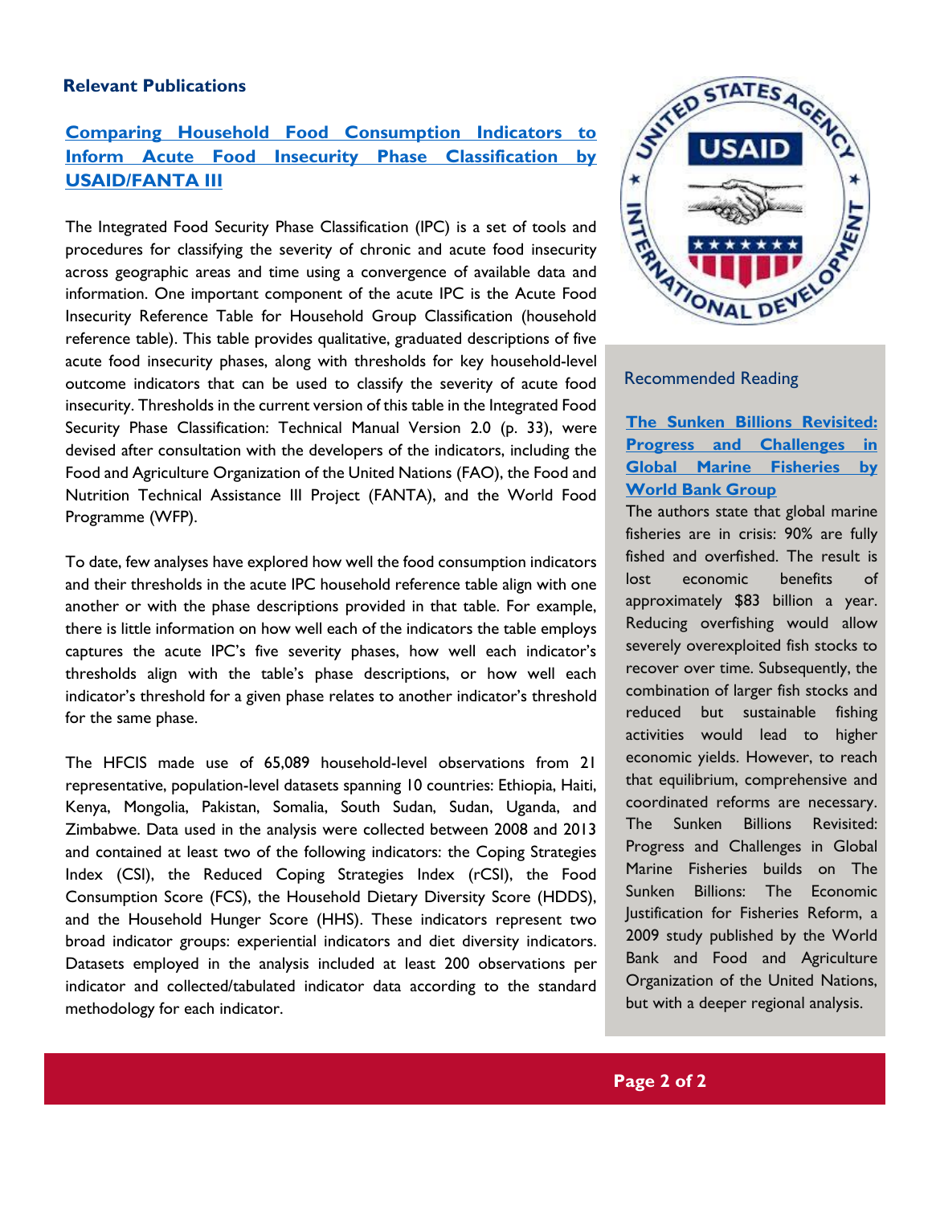## Relevant Publications

### Comparing Household Food Consumption Indicators to Inform Acute Food Insecurity Phase Classification by USAID/FANTA III

The Integrated Food Security Phase Classification (IPC) is a set of tools and procedures for classifying the severity of chronic and acute food insecurity across geographic areas and time using a convergence of available data and information. One important component of the acute IPC is the Acute Food Insecurity Reference Table for Household Group Classification (household reference table). This table provides qualitative, graduated descriptions of five acute food insecurity phases, along with thresholds for key household-level outcome indicators that can be used to classify the severity of acute food insecurity. Thresholds in the current version of this table in the Integrated Food Security Phase Classification: Technical Manual Version 2.0 (p. 33), were devised after consultation with the developers of the indicators, including the Food and Agriculture Organization of the United Nations (FAO), the Food and Nutrition Technical Assistance III Project (FANTA), and the World Food Programme (WFP).

To date, few analyses have explored how well the food consumption indicators and their thresholds in the acute IPC household reference table align with one another or with the phase descriptions provided in that table. For example, there is little information on how well each of the indicators the table employs captures the acute IPC's five severity phases, how well each indicator's thresholds align with the table's phase descriptions, or how well each indicator's threshold for a given phase relates to another indicator's threshold for the same phase.

The HFCIS made use of 65,089 household-level observations from 21 representative, population-level datasets spanning 10 countries: Ethiopia, Haiti, Kenya, Mongolia, Pakistan, Somalia, South Sudan, Sudan, Uganda, and Zimbabwe. Data used in the analysis were collected between 2008 and 2013 and contained at least two of the following indicators: the Coping Strategies Index (CSI), the Reduced Coping Strategies Index (rCSI), the Food Consumption Score (FCS), the Household Dietary Diversity Score (HDDS), and the Household Hunger Score (HHS). These indicators represent two broad indicator groups: experiential indicators and diet diversity indicators. Datasets employed in the analysis included at least 200 observations per indicator and collected/tabulated indicator data according to the standard methodology for each indicator.

## Recommended Reading

### The Sunken Billions Revisited: Progress and Challenges in Global Marine Fisheries by World Bank Group

The authors state that global marine fisheries are in crisis: 90% are fully fished and overfished. The result is lost economic benefits of approximately $83 billion a year. Reducing overfishing would allow severely overexploited fish stocks to recover over time. Subsequently, the combination of larger fish stocks and reduced but sustainable fishing activities would lead to higher economic yields. However, to reach that equilibrium, comprehensive and coordinated reforms are necessary. The Sunken Billions Revisited: Progress and Challenges in Global Marine Fisheries builds on The Sunken Billions: The Economic Justification for Fisheries Reform, a 2009 study published by the World Bank and Food and Agriculture Organization of the United Nations, but with a deeper regional analysis.